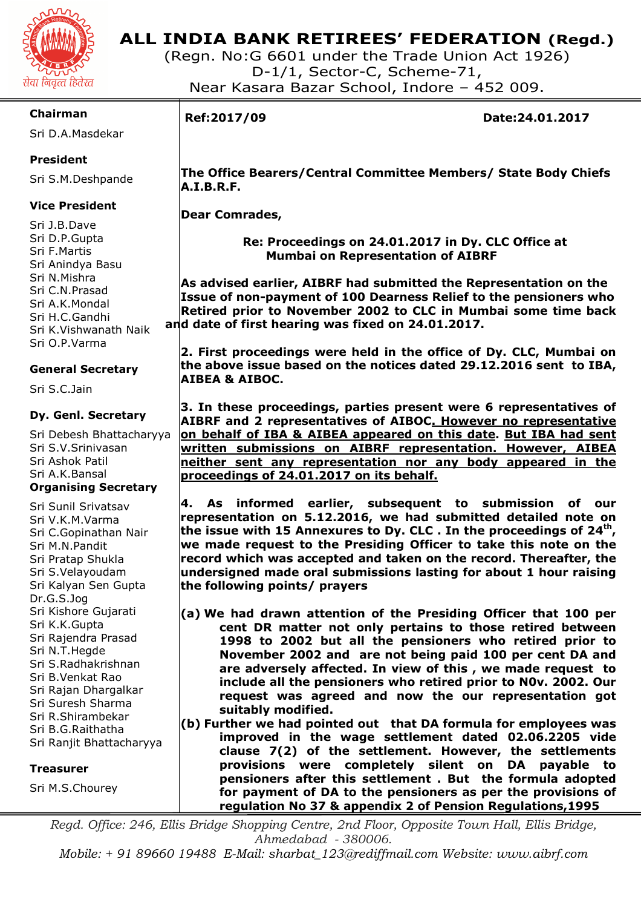# ALL INDIA BANK RETIREES' FEDERATION (Regd.)

(Regn. No:G 6601 under the Trade Union Act 1926)
D-1/1, Sector-C, Scheme-71,
Near Kasara Bazar School, Indore – 452 009.

सेवा निवृत्त हितरत

**Chairman**
Sri D.A.Masdekar

**President**
Sri S.M.Deshpande

**Vice President**
Sri J.B.Dave
Sri D.P.Gupta
Sri F.Martis
Sri Anindya Basu
Sri N.Mishra
Sri C.N.Prasad
Sri A.K.Mondal
Sri H.C.Gandhi
Sri K.Vishwanath Naik
Sri O.P.Varma

**General Secretary**
Sri S.C.Jain

**Dy. Genl. Secretary**
Sri Debesh Bhattacharyya
Sri S.V.Srinivasan
Sri Ashok Patil
Sri A.K.Bansal

**Organising Secretary**
Sri Sunil Srivatsav
Sri V.K.M.Varma
Sri C.Gopinathan Nair
Sri M.N.Pandit
Sri Pratap Shukla
Sri S.Velayoudam
Sri Kalyan Sen Gupta
Dr.G.S.Jog
Sri Kishore Gujarati
Sri K.K.Gupta
Sri Rajendra Prasad
Sri N.T.Hegde
Sri S.Radhakrishnan
Sri B.Venkat Rao
Sri Rajan Dhargalkar
Sri Suresh Sharma
Sri R.Shirambekar
Sri B.G.Raithatha
Sri Ranjit Bhattacharyya

**Treasurer**
Sri M.S.Chourey

---

**Ref:2017/09** **Date:24.01.2017**

**The Office Bearers/Central Committee Members/ State Body Chiefs A.I.B.R.F.**

**Dear Comrades,**

**Re: Proceedings on 24.01.2017 in Dy. CLC Office at Mumbai on Representation of AIBRF**

**As advised earlier, AIBRF had submitted the Representation on the Issue of non-payment of 100 Dearness Relief to the pensioners who Retired prior to November 2002 to CLC in Mumbai some time back and date of first hearing was fixed on 24.01.2017.**

**2. First proceedings were held in the office of Dy. CLC, Mumbai on the above issue based on the notices dated 29.12.2016 sent to IBA, AIBEA & AIBOC.**

**3. In these proceedings, parties present were 6 representatives of AIBRF and 2 representatives of AIBOC. <u>However no representative on behalf of IBA & AIBEA appeared on this date</u>. <u>But IBA had sent written submissions on AIBRF representation. However, AIBEA neither sent any representation nor any body appeared in the proceedings of 24.01.2017 on its behalf.</u>**

**4. As informed earlier, subsequent to submission of our representation on 5.12.2016, we had submitted detailed note on the issue with 15 Annexures to Dy. CLC . In the proceedings of 24th, we made request to the Presiding Officer to take this note on the record which was accepted and taken on the record. Thereafter, the undersigned made oral submissions lasting for about 1 hour raising the following points/ prayers**

**(a) We had drawn attention of the Presiding Officer that 100 per cent DR matter not only pertains to those retired between 1998 to 2002 but all the pensioners who retired prior to November 2002 and are not being paid 100 per cent DA and are adversely affected. In view of this , we made request to include all the pensioners who retired prior to NOv. 2002. Our request was agreed and now the our representation got suitably modified.**

**(b) Further we had pointed out that DA formula for employees was improved in the wage settlement dated 02.06.2205 vide clause 7(2) of the settlement. However, the settlements provisions were completely silent on DA payable to pensioners after this settlement . But the formula adopted for payment of DA to the pensioners as per the provisions of regulation No 37 & appendix 2 of Pension Regulations,1995**

---

*Regd. Office: 246, Ellis Bridge Shopping Centre, 2nd Floor, Opposite Town Hall, Ellis Bridge, Ahmedabad - 380006.*
*Mobile: + 91 89660 19488 E-Mail: sharbat_123@rediffmail.com Website: www.aibrf.com*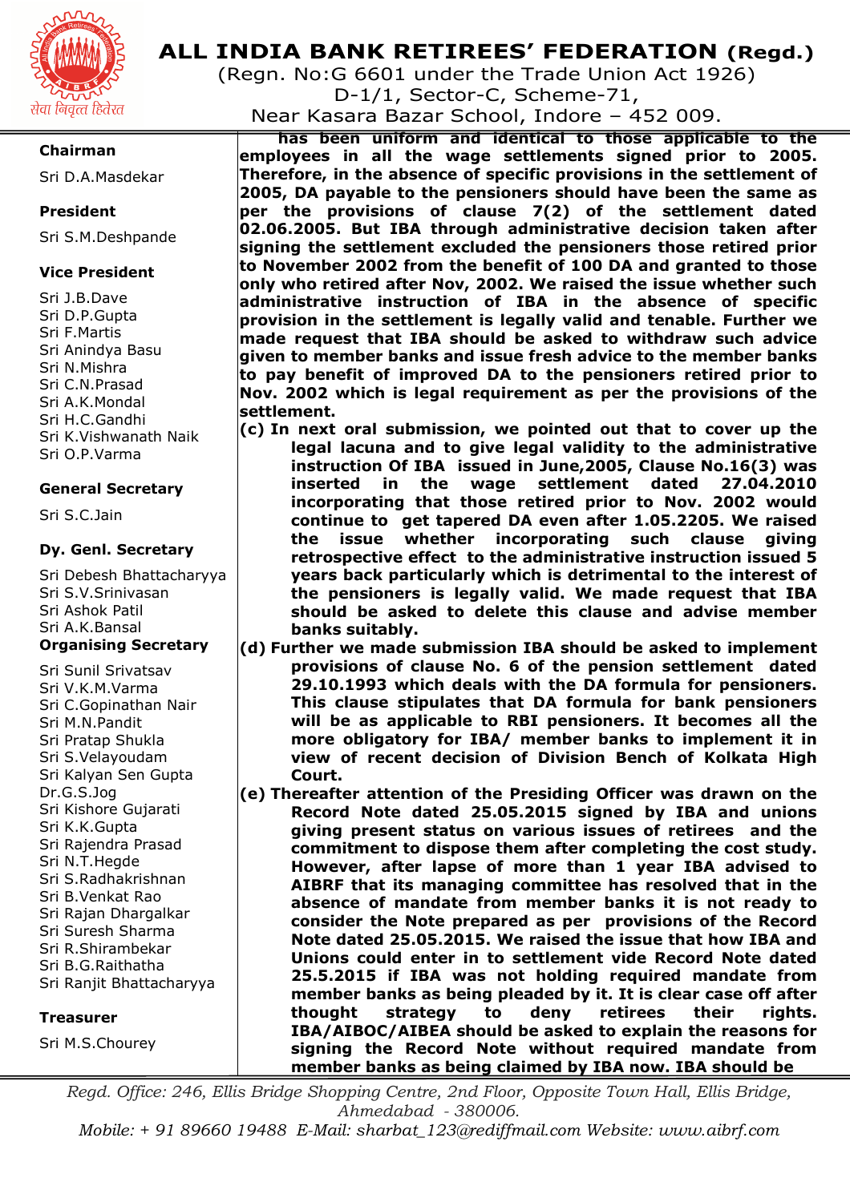# ALL INDIA BANK RETIREES' FEDERATION (Regd.)

(Regn. No:G 6601 under the Trade Union Act 1926)
D-1/1, Sector-C, Scheme-71,
Near Kasara Bazar School, Indore – 452 009.

सेवा निवृत्त हितरत

**Chairman**

Sri D.A.Masdekar

**President**

Sri S.M.Deshpande

**Vice President**

Sri J.B.Dave
Sri D.P.Gupta
Sri F.Martis
Sri Anindya Basu
Sri N.Mishra
Sri C.N.Prasad
Sri A.K.Mondal
Sri H.C.Gandhi
Sri K.Vishwanath Naik
Sri O.P.Varma

**General Secretary**

Sri S.C.Jain

**Dy. Genl. Secretary**

Sri Debesh Bhattacharyya
Sri S.V.Srinivasan
Sri Ashok Patil
Sri A.K.Bansal

**Organising Secretary**

Sri Sunil Srivatsav
Sri V.K.M.Varma
Sri C.Gopinathan Nair
Sri M.N.Pandit
Sri Pratap Shukla
Sri S.Velayoudam
Sri Kalyan Sen Gupta
Dr.G.S.Jog
Sri Kishore Gujarati
Sri K.K.Gupta
Sri Rajendra Prasad
Sri N.T.Hegde
Sri S.Radhakrishnan
Sri B.Venkat Rao
Sri Rajan Dhargalkar
Sri Suresh Sharma
Sri R.Shirambekar
Sri B.G.Raithatha
Sri Ranjit Bhattacharyya

**Treasurer**

Sri M.S.Chourey

**has been uniform and identical to those applicable to the employees in all the wage settlements signed prior to 2005. Therefore, in the absence of specific provisions in the settlement of 2005, DA payable to the pensioners should have been the same as per the provisions of clause 7(2) of the settlement dated 02.06.2005. But IBA through administrative decision taken after signing the settlement excluded the pensioners those retired prior to November 2002 from the benefit of 100 DA and granted to those only who retired after Nov, 2002. We raised the issue whether such administrative instruction of IBA in the absence of specific provision in the settlement is legally valid and tenable. Further we made request that IBA should be asked to withdraw such advice given to member banks and issue fresh advice to the member banks to pay benefit of improved DA to the pensioners retired prior to Nov. 2002 which is legal requirement as per the provisions of the settlement.**

**(c) In next oral submission, we pointed out that to cover up the legal lacuna and to give legal validity to the administrative instruction Of IBA issued in June,2005, Clause No.16(3) was inserted in the wage settlement dated 27.04.2010 incorporating that those retired prior to Nov. 2002 would continue to get tapered DA even after 1.05.2205. We raised the issue whether incorporating such clause giving retrospective effect to the administrative instruction issued 5 years back particularly which is detrimental to the interest of the pensioners is legally valid. We made request that IBA should be asked to delete this clause and advise member banks suitably.**

**(d) Further we made submission IBA should be asked to implement provisions of clause No. 6 of the pension settlement dated 29.10.1993 which deals with the DA formula for pensioners. This clause stipulates that DA formula for bank pensioners will be as applicable to RBI pensioners. It becomes all the more obligatory for IBA/ member banks to implement it in view of recent decision of Division Bench of Kolkata High Court.**

**(e) Thereafter attention of the Presiding Officer was drawn on the Record Note dated 25.05.2015 signed by IBA and unions giving present status on various issues of retirees and the commitment to dispose them after completing the cost study. However, after lapse of more than 1 year IBA advised to AIBRF that its managing committee has resolved that in the absence of mandate from member banks it is not ready to consider the Note prepared as per provisions of the Record Note dated 25.05.2015. We raised the issue that how IBA and Unions could enter in to settlement vide Record Note dated 25.5.2015 if IBA was not holding required mandate from member banks as being pleaded by it. It is clear case off after thought strategy to deny retirees their rights. IBA/AIBOC/AIBEA should be asked to explain the reasons for signing the Record Note without required mandate from member banks as being claimed by IBA now. IBA should be**

*Regd. Office: 246, Ellis Bridge Shopping Centre, 2nd Floor, Opposite Town Hall, Ellis Bridge, Ahmedabad - 380006.*
*Mobile: + 91 89660 19488 E-Mail: sharbat_123@rediffmail.com Website: www.aibrf.com*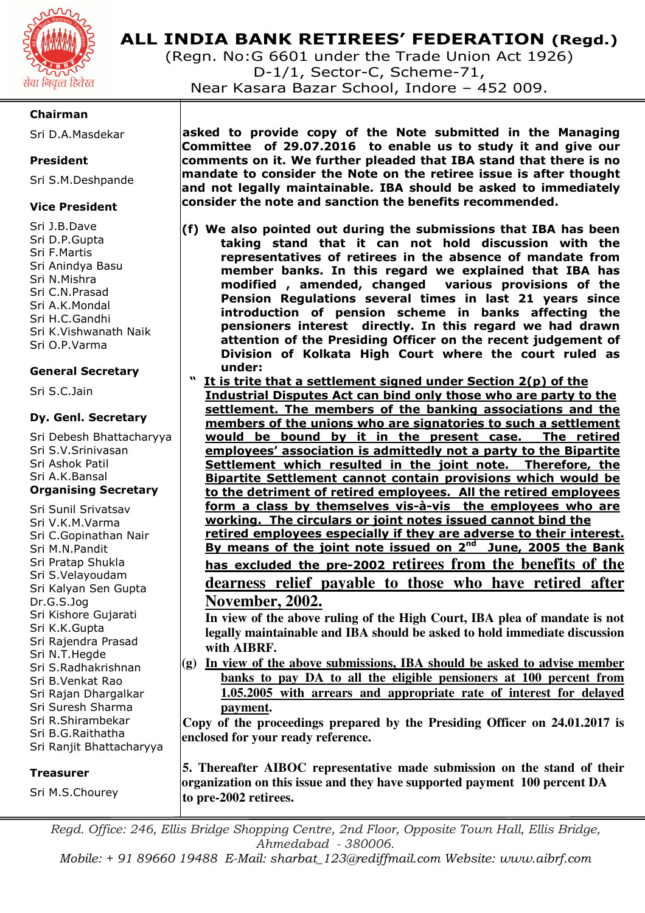# ALL INDIA BANK RETIREES' FEDERATION (Regd.)

(Regn. No:G 6601 under the Trade Union Act 1926)
D-1/1, Sector-C, Scheme-71,
Near Kasara Bazar School, Indore – 452 009.

सेवा निवृत्त हितरत

**Chairman**
Sri D.A.Masdekar

**President**
Sri S.M.Deshpande

**Vice President**
Sri J.B.Dave
Sri D.P.Gupta
Sri F.Martis
Sri Anindya Basu
Sri N.Mishra
Sri C.N.Prasad
Sri A.K.Mondal
Sri H.C.Gandhi
Sri K.Vishwanath Naik
Sri O.P.Varma

**General Secretary**
Sri S.C.Jain

**Dy. Genl. Secretary**
Sri Debesh Bhattacharyya
Sri S.V.Srinivasan
Sri Ashok Patil
Sri A.K.Bansal

**Organising Secretary**
Sri Sunil Srivatsav
Sri V.K.M.Varma
Sri C.Gopinathan Nair
Sri M.N.Pandit
Sri Pratap Shukla
Sri S.Velayoudam
Sri Kalyan Sen Gupta
Dr.G.S.Jog
Sri Kishore Gujarati
Sri K.K.Gupta
Sri Rajendra Prasad
Sri N.T.Hegde
Sri S.Radhakrishnan
Sri B.Venkat Rao
Sri Rajan Dhargalkar
Sri Suresh Sharma
Sri R.Shirambekar
Sri B.G.Raithatha
Sri Ranjit Bhattacharyya

**Treasurer**
Sri M.S.Chourey

---

**asked to provide copy of the Note submitted in the Managing Committee of 29.07.2016 to enable us to study it and give our comments on it. We further pleaded that IBA stand that there is no mandate to consider the Note on the retiree issue is after thought and not legally maintainable. IBA should be asked to immediately consider the note and sanction the benefits recommended.**

**(f) We also pointed out during the submissions that IBA has been taking stand that it can not hold discussion with the representatives of retirees in the absence of mandate from member banks. In this regard we explained that IBA has modified , amended, changed various provisions of the Pension Regulations several times in last 21 years since introduction of pension scheme in banks affecting the pensioners interest directly. In this regard we had drawn attention of the Presiding Officer on the recent judgement of Division of Kolkata High Court where the court ruled as under:**

**" It is trite that a settlement signed under Section 2(p) of the Industrial Disputes Act can bind only those who are party to the settlement. The members of the banking associations and the members of the unions who are signatories to such a settlement would be bound by it in the present case. The retired employees' association is admittedly not a party to the Bipartite Settlement which resulted in the joint note. Therefore, the Bipartite Settlement cannot contain provisions which would be to the detriment of retired employees. All the retired employees form a class by themselves vis-à-vis the employees who are working. The circulars or joint notes issued cannot bind the retired employees especially if they are adverse to their interest. By means of the joint note issued on 2nd June, 2005 the Bank has excluded the pre-2002 retirees from the benefits of the dearness relief payable to those who have retired after November, 2002.**

**In view of the above ruling of the High Court, IBA plea of mandate is not legally maintainable and IBA should be asked to hold immediate discussion with AIBRF.**

**(g) In view of the above submissions, IBA should be asked to advise member banks to pay DA to all the eligible pensioners at 100 percent from 1.05.2005 with arrears and appropriate rate of interest for delayed payment.**

**Copy of the proceedings prepared by the Presiding Officer on 24.01.2017 is enclosed for your ready reference.**

**5. Thereafter AIBOC representative made submission on the stand of their organization on this issue and they have supported payment 100 percent DA to pre-2002 retirees.**

---

*Regd. Office: 246, Ellis Bridge Shopping Centre, 2nd Floor, Opposite Town Hall, Ellis Bridge, Ahmedabad - 380006.*
*Mobile: + 91 89660 19488 E-Mail: sharbat_123@rediffmail.com Website: www.aibrf.com*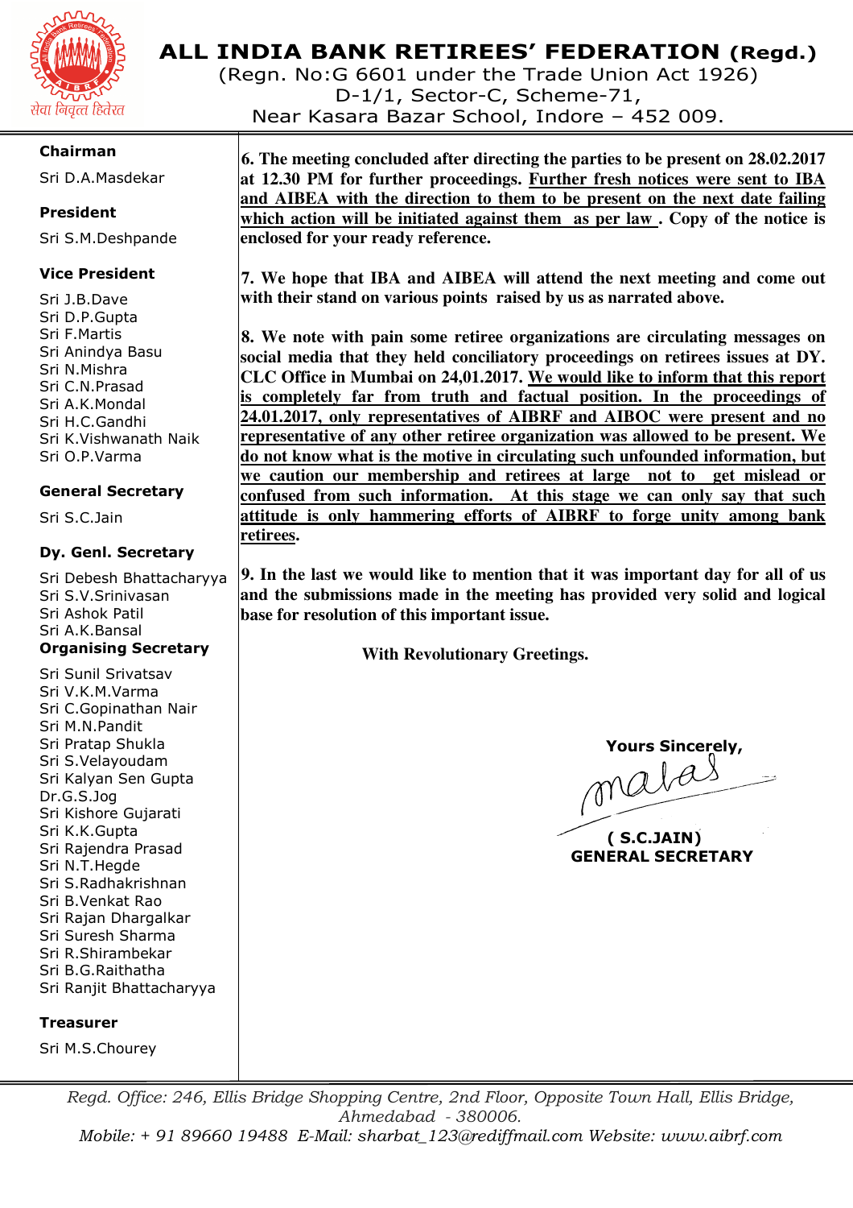# ALL INDIA BANK RETIREES' FEDERATION (Regd.)

(Regn. No:G 6601 under the Trade Union Act 1926)
D-1/1, Sector-C, Scheme-71,
Near Kasara Bazar School, Indore – 452 009.

सेवा निवृत्त हितरत

**Chairman**

Sri D.A.Masdekar

**President**

Sri S.M.Deshpande

**Vice President**

Sri J.B.Dave
Sri D.P.Gupta
Sri F.Martis
Sri Anindya Basu
Sri N.Mishra
Sri C.N.Prasad
Sri A.K.Mondal
Sri H.C.Gandhi
Sri K.Vishwanath Naik
Sri O.P.Varma

**General Secretary**

Sri S.C.Jain

**Dy. Genl. Secretary**

Sri Debesh Bhattacharyya
Sri S.V.Srinivasan
Sri Ashok Patil
Sri A.K.Bansal

**Organising Secretary**

Sri Sunil Srivatsav
Sri V.K.M.Varma
Sri C.Gopinathan Nair
Sri M.N.Pandit
Sri Pratap Shukla
Sri S.Velayoudam
Sri Kalyan Sen Gupta
Dr.G.S.Jog
Sri Kishore Gujarati
Sri K.K.Gupta
Sri Rajendra Prasad
Sri N.T.Hegde
Sri S.Radhakrishnan
Sri B.Venkat Rao
Sri Rajan Dhargalkar
Sri Suresh Sharma
Sri R.Shirambekar
Sri B.G.Raithatha
Sri Ranjit Bhattacharyya

**Treasurer**

Sri M.S.Chourey

**6. The meeting concluded after directing the parties to be present on 28.02.2017 at 12.30 PM for further proceedings. <u>Further fresh notices were sent to IBA and AIBEA with the direction to them to be present on the next date failing which action will be initiated against them as per law</u>. Copy of the notice is enclosed for your ready reference.**

**7. We hope that IBA and AIBEA will attend the next meeting and come out with their stand on various points raised by us as narrated above.**

**8. We note with pain some retiree organizations are circulating messages on social media that they held conciliatory proceedings on retirees issues at DY. CLC Office in Mumbai on 24,01.2017. <u>We would like to inform that this report is completely far from truth and factual position. In the proceedings of 24.01.2017, only representatives of AIBRF and AIBOC were present and no representative of any other retiree organization was allowed to be present. We do not know what is the motive in circulating such unfounded information, but we caution our membership and retirees at large not to get misled or confused from such information. At this stage we can only say that such attitude is only hammering efforts of AIBRF to forge unity among bank retirees</u>.**

**9. In the last we would like to mention that it was important day for all of us and the submissions made in the meeting has provided very solid and logical base for resolution of this important issue.**

**With Revolutionary Greetings.**

**Yours Sincerely,**

**( S.C.JAIN)**
**GENERAL SECRETARY**

*Regd. Office: 246, Ellis Bridge Shopping Centre, 2nd Floor, Opposite Town Hall, Ellis Bridge, Ahmedabad - 380006.*
*Mobile: + 91 89660 19488 E-Mail: sharbat_123@rediffmail.com Website: www.aibrf.com*